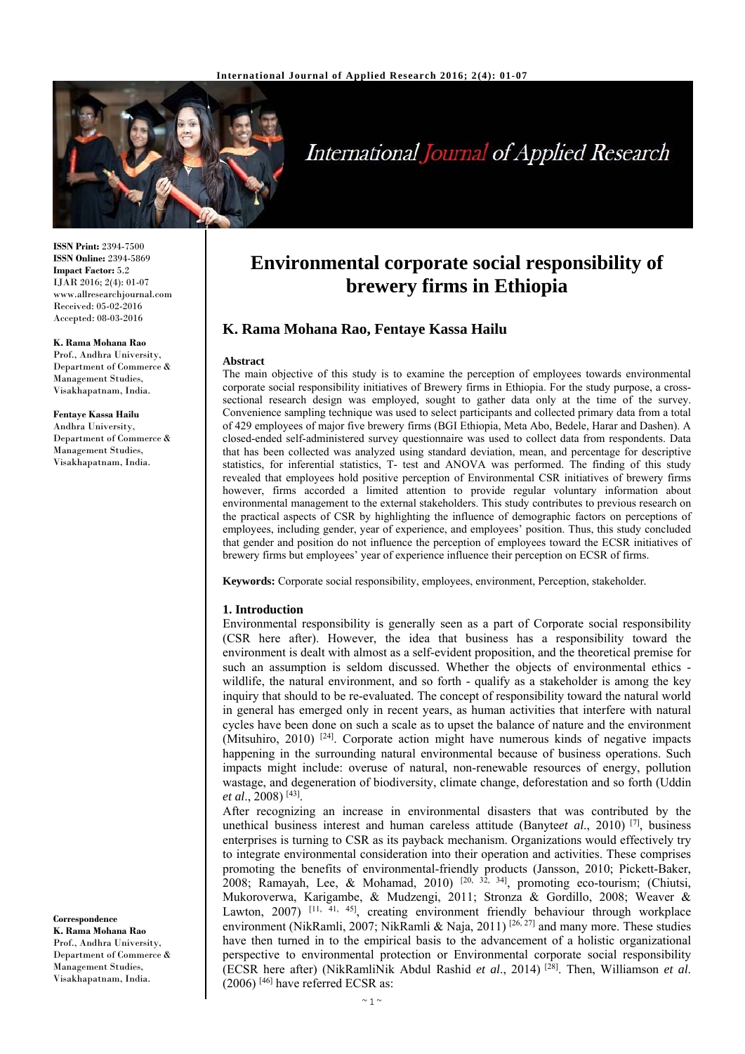ISSN Print: 2394-7500
ISSN Online: 2394-5869
Impact Factor: 5.2
IJAR 2016; 2(4): 01-07
www.allresearchjournal.com
Received: 05-02-2016
Accepted: 08-03-2016

**K. Rama Mohana Rao**
Prof., Andhra University, Department of Commerce & Management Studies, Visakhapatnam, India.

**Fentaye Kassa Hailu**
Andhra University, Department of Commerce & Management Studies, Visakhapatnam, India.

**Correspondence**
**K. Rama Mohana Rao**
Prof., Andhra University, Department of Commerce & Management Studies, Visakhapatnam, India.

# Environmental corporate social responsibility of brewery firms in Ethiopia

## K. Rama Mohana Rao, Fentaye Kassa Hailu

**Abstract**

The main objective of this study is to examine the perception of employees towards environmental corporate social responsibility initiatives of Brewery firms in Ethiopia. For the study purpose, a cross-sectional research design was employed, sought to gather data only at the time of the survey. Convenience sampling technique was used to select participants and collected primary data from a total of 429 employees of major five brewery firms (BGI Ethiopia, Meta Abo, Bedele, Harar and Dashen). A closed-ended self-administered survey questionnaire was used to collect data from respondents. Data that has been collected was analyzed using standard deviation, mean, and percentage for descriptive statistics, for inferential statistics, T- test and ANOVA was performed. The finding of this study revealed that employees hold positive perception of Environmental CSR initiatives of brewery firms however, firms accorded a limited attention to provide regular voluntary information about environmental management to the external stakeholders. This study contributes to previous research on the practical aspects of CSR by highlighting the influence of demographic factors on perceptions of employees, including gender, year of experience, and employees' position. Thus, this study concluded that gender and position do not influence the perception of employees toward the ECSR initiatives of brewery firms but employees' year of experience influence their perception on ECSR of firms.

**Keywords:** Corporate social responsibility, employees, environment, Perception, stakeholder.

### 1. Introduction

Environmental responsibility is generally seen as a part of Corporate social responsibility (CSR here after). However, the idea that business has a responsibility toward the environment is dealt with almost as a self-evident proposition, and the theoretical premise for such an assumption is seldom discussed. Whether the objects of environmental ethics - wildlife, the natural environment, and so forth - qualify as a stakeholder is among the key inquiry that should to be re-evaluated. The concept of responsibility toward the natural world in general has emerged only in recent years, as human activities that interfere with natural cycles have been done on such a scale as to upset the balance of nature and the environment (Mitsuhiro, 2010) [24]. Corporate action might have numerous kinds of negative impacts happening in the surrounding natural environmental because of business operations. Such impacts might include: overuse of natural, non-renewable resources of energy, pollution wastage, and degeneration of biodiversity, climate change, deforestation and so forth (Uddin *et al*., 2008) [43].

After recognizing an increase in environmental disasters that was contributed by the unethical business interest and human careless attitude (Banyte*et al*., 2010) [7], business enterprises is turning to CSR as its payback mechanism. Organizations would effectively try to integrate environmental consideration into their operation and activities. These comprises promoting the benefits of environmental-friendly products (Jansson, 2010; Pickett-Baker, 2008; Ramayah, Lee, & Mohamad, 2010) [20, 32, 34], promoting eco-tourism; (Chiutsi, Mukoroverwa, Karigambe, & Mudzengi, 2011; Stronza & Gordillo, 2008; Weaver & Lawton, 2007) [11, 41, 45], creating environment friendly behaviour through workplace environment (NikRamli, 2007; NikRamli & Naja, 2011) [26, 27] and many more. These studies have then turned in to the empirical basis to the advancement of a holistic organizational perspective to environmental protection or Environmental corporate social responsibility (ECSR here after) (NikRamliNik Abdul Rashid *et al*., 2014) [28]. Then, Williamson *et al*. (2006) [46] have referred ECSR as: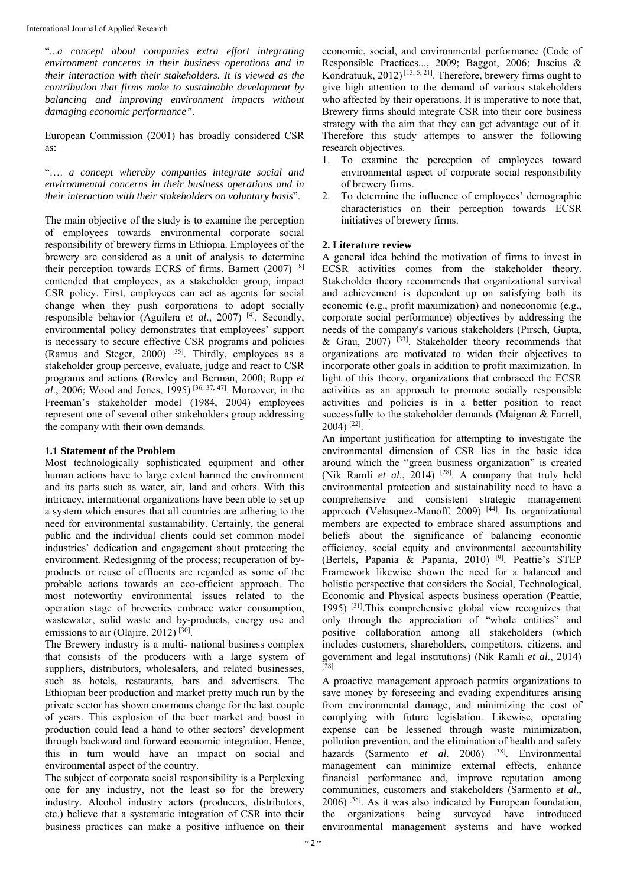"...*a concept about companies extra effort integrating environment concerns in their business operations and in their interaction with their stakeholders. It is viewed as the contribution that firms make to sustainable development by balancing and improving environment impacts without damaging economic performance".*

European Commission (2001) has broadly considered CSR as:

"…. *a concept whereby companies integrate social and environmental concerns in their business operations and in their interaction with their stakeholders on voluntary basis*".

The main objective of the study is to examine the perception of employees towards environmental corporate social responsibility of brewery firms in Ethiopia. Employees of the brewery are considered as a unit of analysis to determine their perception towards ECRS of firms. Barnett (2007) [8] contended that employees, as a stakeholder group, impact CSR policy. First, employees can act as agents for social change when they push corporations to adopt socially responsible behavior (Aguilera *et al*., 2007) [4]. Secondly, environmental policy demonstrates that employees' support is necessary to secure effective CSR programs and policies (Ramus and Steger, 2000) [35]. Thirdly, employees as a stakeholder group perceive, evaluate, judge and react to CSR programs and actions (Rowley and Berman, 2000; Rupp *et al*., 2006; Wood and Jones, 1995) [36, 37, 47]. Moreover, in the Freeman's stakeholder model (1984, 2004) employees represent one of several other stakeholders group addressing the company with their own demands.

### 1.1 Statement of the Problem

Most technologically sophisticated equipment and other human actions have to large extent harmed the environment and its parts such as water, air, land and others. With this intricacy, international organizations have been able to set up a system which ensures that all countries are adhering to the need for environmental sustainability. Certainly, the general public and the individual clients could set common model industries' dedication and engagement about protecting the environment. Redesigning of the process; recuperation of by-products or reuse of effluents are regarded as some of the probable actions towards an eco-efficient approach. The most noteworthy environmental issues related to the operation stage of breweries embrace water consumption, wastewater, solid waste and by-products, energy use and emissions to air (Olajire, 2012) [30].

The Brewery industry is a multi- national business complex that consists of the producers with a large system of suppliers, distributors, wholesalers, and related businesses, such as hotels, restaurants, bars and advertisers. The Ethiopian beer production and market pretty much run by the private sector has shown enormous change for the last couple of years. This explosion of the beer market and boost in production could lead a hand to other sectors' development through backward and forward economic integration. Hence, this in turn would have an impact on social and environmental aspect of the country.

The subject of corporate social responsibility is a Perplexing one for any industry, not the least so for the brewery industry. Alcohol industry actors (producers, distributors, etc.) believe that a systematic integration of CSR into their business practices can make a positive influence on their economic, social, and environmental performance (Code of Responsible Practices..., 2009; Baggot, 2006; Juscius & Kondratuuk, 2012) [13, 5, 21]. Therefore, brewery firms ought to give high attention to the demand of various stakeholders who affected by their operations. It is imperative to note that, Brewery firms should integrate CSR into their core business strategy with the aim that they can get advantage out of it. Therefore this study attempts to answer the following research objectives.

1. To examine the perception of employees toward environmental aspect of corporate social responsibility of brewery firms.
2. To determine the influence of employees' demographic characteristics on their perception towards ECSR initiatives of brewery firms.

## 2. Literature review

A general idea behind the motivation of firms to invest in ECSR activities comes from the stakeholder theory. Stakeholder theory recommends that organizational survival and achievement is dependent up on satisfying both its economic (e.g., profit maximization) and noneconomic (e.g., corporate social performance) objectives by addressing the needs of the company's various stakeholders (Pirsch, Gupta, & Grau, 2007) [33]. Stakeholder theory recommends that organizations are motivated to widen their objectives to incorporate other goals in addition to profit maximization. In light of this theory, organizations that embraced the ECSR activities as an approach to promote socially responsible activities and policies is in a better position to react successfully to the stakeholder demands (Maignan & Farrell, 2004) [22].

An important justification for attempting to investigate the environmental dimension of CSR lies in the basic idea around which the "green business organization" is created (Nik Ramli *et al*., 2014) [28]. A company that truly held environmental protection and sustainability need to have a comprehensive and consistent strategic management approach (Velasquez-Manoff, 2009) [44]. Its organizational members are expected to embrace shared assumptions and beliefs about the significance of balancing economic efficiency, social equity and environmental accountability (Bertels, Papania & Papania, 2010) [9]. Peattie's STEP Framework likewise shown the need for a balanced and holistic perspective that considers the Social, Technological, Economic and Physical aspects business operation (Peattie, 1995) [31].This comprehensive global view recognizes that only through the appreciation of "whole entities" and positive collaboration among all stakeholders (which includes customers, shareholders, competitors, citizens, and government and legal institutions) (Nik Ramli *et al*., 2014) [28].

A proactive management approach permits organizations to save money by foreseeing and evading expenditures arising from environmental damage, and minimizing the cost of complying with future legislation. Likewise, operating expense can be lessened through waste minimization, pollution prevention, and the elimination of health and safety hazards (Sarmento *et al*. 2006) [38]. Environmental management can minimize external effects, enhance financial performance and, improve reputation among communities, customers and stakeholders (Sarmento *et al*., 2006) [38]. As it was also indicated by European foundation, the organizations being surveyed have introduced environmental management systems and have worked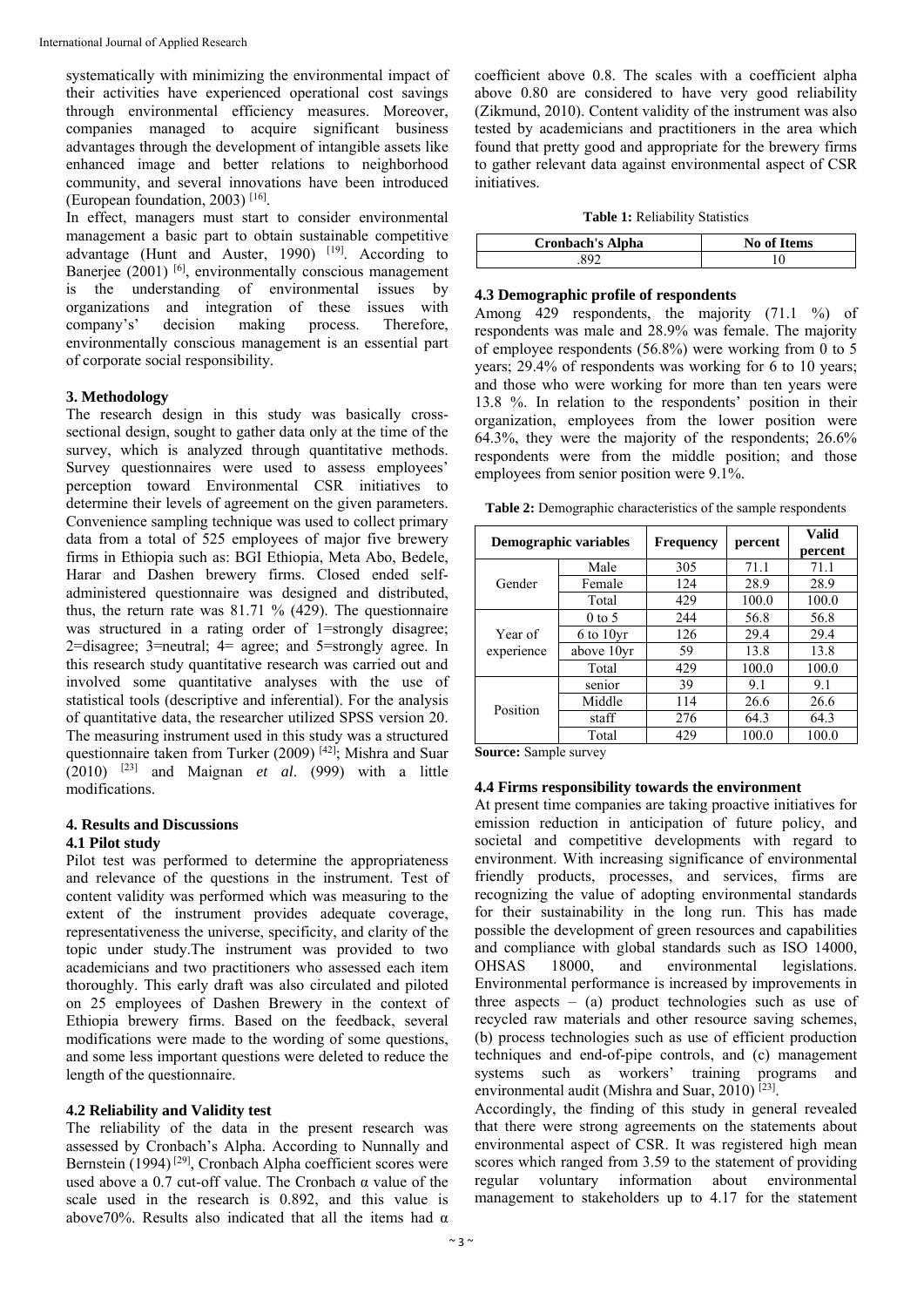systematically with minimizing the environmental impact of their activities have experienced operational cost savings through environmental efficiency measures. Moreover, companies managed to acquire significant business advantages through the development of intangible assets like enhanced image and better relations to neighborhood community, and several innovations have been introduced (European foundation, 2003) [16].

In effect, managers must start to consider environmental management a basic part to obtain sustainable competitive advantage (Hunt and Auster, 1990) [19]. According to Banerjee (2001) [6], environmentally conscious management is the understanding of environmental issues by organizations and integration of these issues with company's' decision making process. Therefore, environmentally conscious management is an essential part of corporate social responsibility.

## 3. Methodology

The research design in this study was basically cross-sectional design, sought to gather data only at the time of the survey, which is analyzed through quantitative methods. Survey questionnaires were used to assess employees' perception toward Environmental CSR initiatives to determine their levels of agreement on the given parameters. Convenience sampling technique was used to collect primary data from a total of 525 employees of major five brewery firms in Ethiopia such as: BGI Ethiopia, Meta Abo, Bedele, Harar and Dashen brewery firms. Closed ended self-administered questionnaire was designed and distributed, thus, the return rate was 81.71 % (429). The questionnaire was structured in a rating order of 1=strongly disagree; 2=disagree; 3=neutral; 4= agree; and 5=strongly agree. In this research study quantitative research was carried out and involved some quantitative analyses with the use of statistical tools (descriptive and inferential). For the analysis of quantitative data, the researcher utilized SPSS version 20. The measuring instrument used in this study was a structured questionnaire taken from Turker (2009) [42]; Mishra and Suar (2010) [23] and Maignan *et al*. (999) with a little modifications.

## 4. Results and Discussions

### 4.1 Pilot study

Pilot test was performed to determine the appropriateness and relevance of the questions in the instrument. Test of content validity was performed which was measuring to the extent of the instrument provides adequate coverage, representativeness the universe, specificity, and clarity of the topic under study.The instrument was provided to two academicians and two practitioners who assessed each item thoroughly. This early draft was also circulated and piloted on 25 employees of Dashen Brewery in the context of Ethiopia brewery firms. Based on the feedback, several modifications were made to the wording of some questions, and some less important questions were deleted to reduce the length of the questionnaire.

### 4.2 Reliability and Validity test

The reliability of the data in the present research was assessed by Cronbach's Alpha. According to Nunnally and Bernstein (1994) [29], Cronbach Alpha coefficient scores were used above a 0.7 cut-off value. The Cronbach α value of the scale used in the research is 0.892, and this value is above70%. Results also indicated that all the items had α coefficient above 0.8. The scales with a coefficient alpha above 0.80 are considered to have very good reliability (Zikmund, 2010). Content validity of the instrument was also tested by academicians and practitioners in the area which found that pretty good and appropriate for the brewery firms to gather relevant data against environmental aspect of CSR initiatives.

**Table 1:** Reliability Statistics

| Cronbach's Alpha | No of Items |
|---|---|
| .892 | 10 |

### 4.3 Demographic profile of respondents

Among 429 respondents, the majority (71.1 %) of respondents was male and 28.9% was female. The majority of employee respondents (56.8%) were working from 0 to 5 years; 29.4% of respondents was working for 6 to 10 years; and those who were working for more than ten years were 13.8 %. In relation to the respondents' position in their organization, employees from the lower position were 64.3%, they were the majority of the respondents; 26.6% respondents were from the middle position; and those employees from senior position were 9.1%.

**Table 2:** Demographic characteristics of the sample respondents

| Demographic variables | | Frequency | percent | Valid percent |
|---|---|---|---|---|
| Gender | Male | 305 | 71.1 | 71.1 |
| | Female | 124 | 28.9 | 28.9 |
| | Total | 429 | 100.0 | 100.0 |
| Year of experience | 0 to 5 | 244 | 56.8 | 56.8 |
| | 6 to 10yr | 126 | 29.4 | 29.4 |
| | above 10yr | 59 | 13.8 | 13.8 |
| | Total | 429 | 100.0 | 100.0 |
| Position | senior | 39 | 9.1 | 9.1 |
| | Middle | 114 | 26.6 | 26.6 |
| | staff | 276 | 64.3 | 64.3 |
| | Total | 429 | 100.0 | 100.0 |

**Source:** Sample survey

### 4.4 Firms responsibility towards the environment

At present time companies are taking proactive initiatives for emission reduction in anticipation of future policy, and societal and competitive developments with regard to environment. With increasing significance of environmental friendly products, processes, and services, firms are recognizing the value of adopting environmental standards for their sustainability in the long run. This has made possible the development of green resources and capabilities and compliance with global standards such as ISO 14000, OHSAS 18000, and environmental legislations. Environmental performance is increased by improvements in three aspects – (a) product technologies such as use of recycled raw materials and other resource saving schemes, (b) process technologies such as use of efficient production techniques and end-of-pipe controls, and (c) management systems such as workers' training programs and environmental audit (Mishra and Suar, 2010) [23].

Accordingly, the finding of this study in general revealed that there were strong agreements on the statements about environmental aspect of CSR. It was registered high mean scores which ranged from 3.59 to the statement of providing regular voluntary information about environmental management to stakeholders up to 4.17 for the statement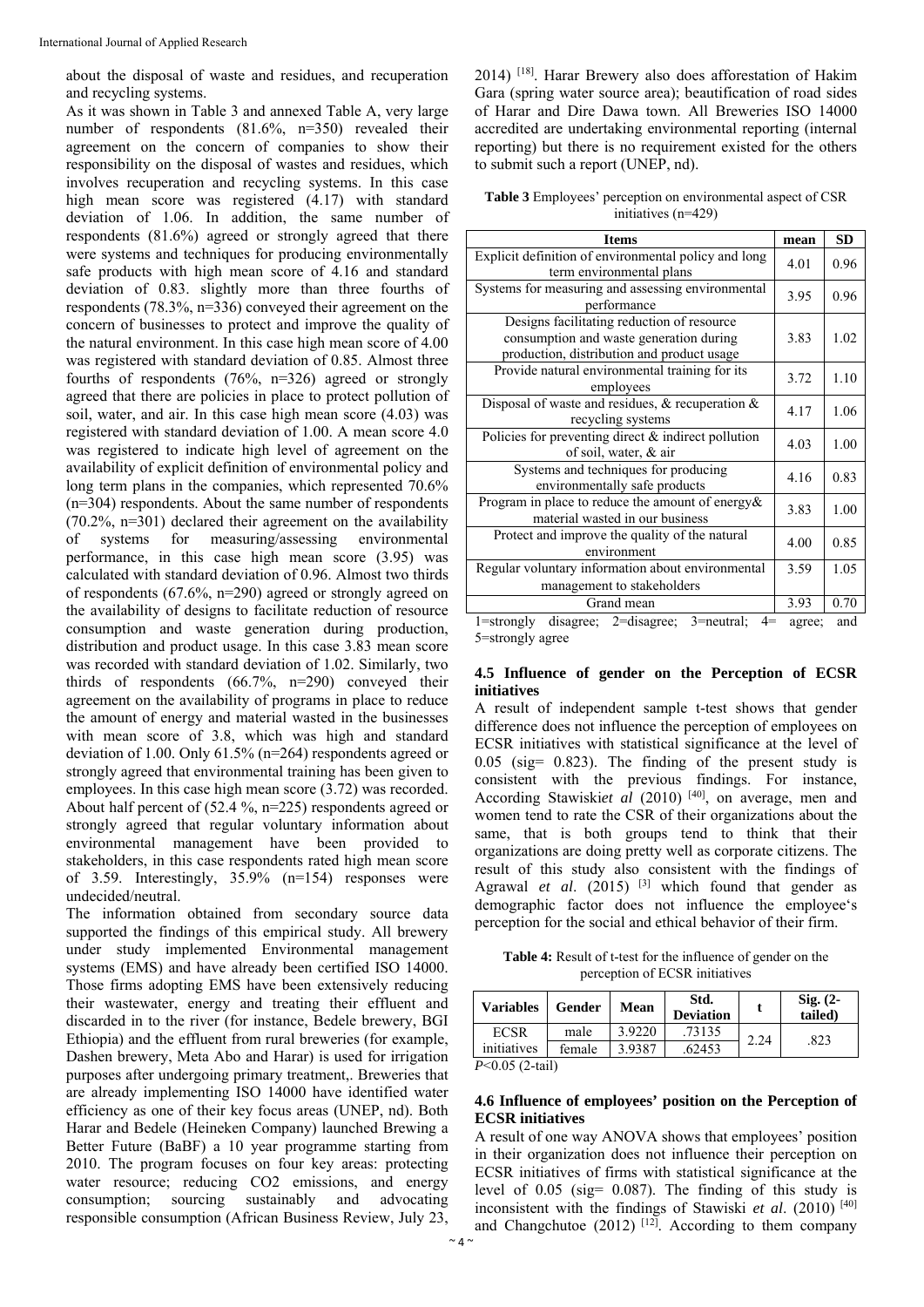about the disposal of waste and residues, and recuperation and recycling systems.

As it was shown in Table 3 and annexed Table A, very large number of respondents (81.6%, n=350) revealed their agreement on the concern of companies to show their responsibility on the disposal of wastes and residues, which involves recuperation and recycling systems. In this case high mean score was registered (4.17) with standard deviation of 1.06. In addition, the same number of respondents (81.6%) agreed or strongly agreed that there were systems and techniques for producing environmentally safe products with high mean score of 4.16 and standard deviation of 0.83. slightly more than three fourths of respondents (78.3%, n=336) conveyed their agreement on the concern of businesses to protect and improve the quality of the natural environment. In this case high mean score of 4.00 was registered with standard deviation of 0.85. Almost three fourths of respondents (76%, n=326) agreed or strongly agreed that there are policies in place to protect pollution of soil, water, and air. In this case high mean score (4.03) was registered with standard deviation of 1.00. A mean score 4.0 was registered to indicate high level of agreement on the availability of explicit definition of environmental policy and long term plans in the companies, which represented 70.6% (n=304) respondents. About the same number of respondents (70.2%, n=301) declared their agreement on the availability of systems for measuring/assessing environmental performance, in this case high mean score (3.95) was calculated with standard deviation of 0.96. Almost two thirds of respondents (67.6%, n=290) agreed or strongly agreed on the availability of designs to facilitate reduction of resource consumption and waste generation during production, distribution and product usage. In this case 3.83 mean score was recorded with standard deviation of 1.02. Similarly, two thirds of respondents (66.7%, n=290) conveyed their agreement on the availability of programs in place to reduce the amount of energy and material wasted in the businesses with mean score of 3.8, which was high and standard deviation of 1.00. Only 61.5% (n=264) respondents agreed or strongly agreed that environmental training has been given to employees. In this case high mean score (3.72) was recorded. About half percent of (52.4 %, n=225) respondents agreed or strongly agreed that regular voluntary information about environmental management have been provided to stakeholders, in this case respondents rated high mean score of 3.59. Interestingly, 35.9% (n=154) responses were undecided/neutral.

The information obtained from secondary source data supported the findings of this empirical study. All brewery under study implemented Environmental management systems (EMS) and have already been certified ISO 14000. Those firms adopting EMS have been extensively reducing their wastewater, energy and treating their effluent and discarded in to the river (for instance, Bedele brewery, BGI Ethiopia) and the effluent from rural breweries (for example, Dashen brewery, Meta Abo and Harar) is used for irrigation purposes after undergoing primary treatment,. Breweries that are already implementing ISO 14000 have identified water efficiency as one of their key focus areas (UNEP, nd). Both Harar and Bedele (Heineken Company) launched Brewing a Better Future (BaBF) a 10 year programme starting from 2010. The program focuses on four key areas: protecting water resource; reducing CO2 emissions, and energy consumption; sourcing sustainably and advocating responsible consumption (African Business Review, July 23, 2014) [18]. Harar Brewery also does afforestation of Hakim Gara (spring water source area); beautification of road sides of Harar and Dire Dawa town. All Breweries ISO 14000 accredited are undertaking environmental reporting (internal reporting) but there is no requirement existed for the others to submit such a report (UNEP, nd).

**Table 3** Employees' perception on environmental aspect of CSR initiatives (n=429)

| Items | mean | SD |
|---|---|---|
| Explicit definition of environmental policy and long term environmental plans | 4.01 | 0.96 |
| Systems for measuring and assessing environmental performance | 3.95 | 0.96 |
| Designs facilitating reduction of resource consumption and waste generation during production, distribution and product usage | 3.83 | 1.02 |
| Provide natural environmental training for its employees | 3.72 | 1.10 |
| Disposal of waste and residues, & recuperation & recycling systems | 4.17 | 1.06 |
| Policies for preventing direct & indirect pollution of soil, water, & air | 4.03 | 1.00 |
| Systems and techniques for producing environmentally safe products | 4.16 | 0.83 |
| Program in place to reduce the amount of energy& material wasted in our business | 3.83 | 1.00 |
| Protect and improve the quality of the natural environment | 4.00 | 0.85 |
| Regular voluntary information about environmental management to stakeholders | 3.59 | 1.05 |
| Grand mean | 3.93 | 0.70 |

1=strongly disagree; 2=disagree; 3=neutral; 4= agree; and 5=strongly agree

### 4.5 Influence of gender on the Perception of ECSR initiatives

A result of independent sample t-test shows that gender difference does not influence the perception of employees on ECSR initiatives with statistical significance at the level of 0.05 (sig= 0.823). The finding of the present study is consistent with the previous findings. For instance, According Stawiski*et al* (2010) [40], on average, men and women tend to rate the CSR of their organizations about the same, that is both groups tend to think that their organizations are doing pretty well as corporate citizens. The result of this study also consistent with the findings of Agrawal *et al*. (2015) [3] which found that gender as demographic factor does not influence the employee's perception for the social and ethical behavior of their firm.

**Table 4:** Result of t-test for the influence of gender on the perception of ECSR initiatives

| Variables | Gender | Mean | Std. Deviation | t | Sig. (2-tailed) |
|---|---|---|---|---|---|
| ECSR initiatives | male | 3.9220 | .73135 | 2.24 | .823 |
| | female | 3.9387 | .62453 | | |

*P*<0.05 (2-tail)

### 4.6 Influence of employees' position on the Perception of ECSR initiatives

A result of one way ANOVA shows that employees' position in their organization does not influence their perception on ECSR initiatives of firms with statistical significance at the level of 0.05 (sig= 0.087). The finding of this study is inconsistent with the findings of Stawiski *et al*. (2010) [40] and Changchutoe (2012) [12]. According to them company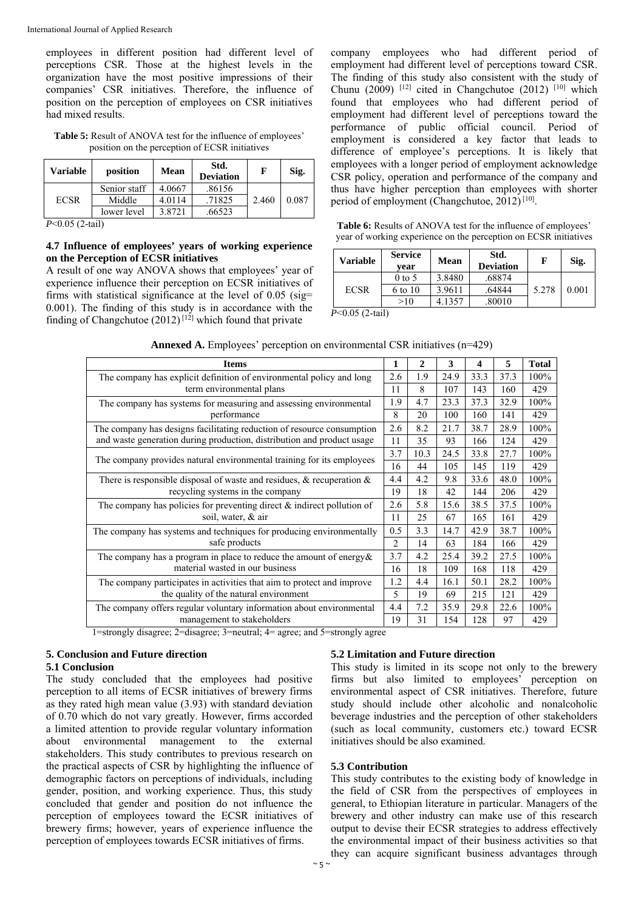employees in different position had different level of perceptions CSR. Those at the highest levels in the organization have the most positive impressions of their companies' CSR initiatives. Therefore, the influence of position on the perception of employees on CSR initiatives had mixed results.

**Table 5:** Result of ANOVA test for the influence of employees' position on the perception of ECSR initiatives

| Variable | position | Mean | Std. Deviation | F | Sig. |
|---|---|---|---|---|---|
| ECSR | Senior staff | 4.0667 | .86156 | 2.460 | 0.087 |
| | Middle | 4.0114 | .71825 | | |
| | lower level | 3.8721 | .66523 | | |

*P*<0.05 (2-tail)

### 4.7 Influence of employees' years of working experience on the Perception of ECSR initiatives

A result of one way ANOVA shows that employees' year of experience influence their perception on ECSR initiatives of firms with statistical significance at the level of 0.05 (sig= 0.001). The finding of this study is in accordance with the finding of Changchutoe (2012) [12] which found that private company employees who had different period of employment had different level of perceptions toward CSR. The finding of this study also consistent with the study of Chunu (2009) [12] cited in Changchutoe (2012) [10] which found that employees who had different period of employment had different level of perceptions toward the performance of public official council. Period of employment is considered a key factor that leads to difference of employee's perceptions. It is likely that employees with a longer period of employment acknowledge CSR policy, operation and performance of the company and thus have higher perception than employees with shorter period of employment (Changchutoe, 2012) [10].

**Table 6:** Results of ANOVA test for the influence of employees' year of working experience on the perception on ECSR initiatives

| Variable | Service year | Mean | Std. Deviation | F | Sig. |
|---|---|---|---|---|---|
| ECSR | 0 to 5 | 3.8480 | .68874 | 5.278 | 0.001 |
| | 6 to 10 | 3.9611 | .64844 | | |
| | >10 | 4.1357 | .80010 | | |

*P*<0.05 (2-tail)

**Annexed A.** Employees' perception on environmental CSR initiatives (n=429)

| Items | 1 | 2 | 3 | 4 | 5 | Total |
|---|---|---|---|---|---|---|
| The company has explicit definition of environmental policy and long term environmental plans | 2.6 | 1.9 | 24.9 | 33.3 | 37.3 | 100% |
| | 11 | 8 | 107 | 143 | 160 | 429 |
| The company has systems for measuring and assessing environmental performance | 1.9 | 4.7 | 23.3 | 37.3 | 32.9 | 100% |
| | 8 | 20 | 100 | 160 | 141 | 429 |
| The company has designs facilitating reduction of resource consumption and waste generation during production, distribution and product usage | 2.6 | 8.2 | 21.7 | 38.7 | 28.9 | 100% |
| | 11 | 35 | 93 | 166 | 124 | 429 |
| The company provides natural environmental training for its employees | 3.7 | 10.3 | 24.5 | 33.8 | 27.7 | 100% |
| | 16 | 44 | 105 | 145 | 119 | 429 |
| There is responsible disposal of waste and residues, & recuperation & recycling systems in the company | 4.4 | 4.2 | 9.8 | 33.6 | 48.0 | 100% |
| | 19 | 18 | 42 | 144 | 206 | 429 |
| The company has policies for preventing direct & indirect pollution of soil, water, & air | 2.6 | 5.8 | 15.6 | 38.5 | 37.5 | 100% |
| | 11 | 25 | 67 | 165 | 161 | 429 |
| The company has systems and techniques for producing environmentally safe products | 0.5 | 3.3 | 14.7 | 42.9 | 38.7 | 100% |
| | 2 | 14 | 63 | 184 | 166 | 429 |
| The company has a program in place to reduce the amount of energy& material wasted in our business | 3.7 | 4.2 | 25.4 | 39.2 | 27.5 | 100% |
| | 16 | 18 | 109 | 168 | 118 | 429 |
| The company participates in activities that aim to protect and improve the quality of the natural environment | 1.2 | 4.4 | 16.1 | 50.1 | 28.2 | 100% |
| | 5 | 19 | 69 | 215 | 121 | 429 |
| The company offers regular voluntary information about environmental management to stakeholders | 4.4 | 7.2 | 35.9 | 29.8 | 22.6 | 100% |
| | 19 | 31 | 154 | 128 | 97 | 429 |

1=strongly disagree; 2=disagree; 3=neutral; 4= agree; and 5=strongly agree

## 5. Conclusion and Future direction

### 5.1 Conclusion

The study concluded that the employees had positive perception to all items of ECSR initiatives of brewery firms as they rated high mean value (3.93) with standard deviation of 0.70 which do not vary greatly. However, firms accorded a limited attention to provide regular voluntary information about environmental management to the external stakeholders. This study contributes to previous research on the practical aspects of CSR by highlighting the influence of demographic factors on perceptions of individuals, including gender, position, and working experience. Thus, this study concluded that gender and position do not influence the perception of employees toward the ECSR initiatives of brewery firms; however, years of experience influence the perception of employees towards ECSR initiatives of firms.

### 5.2 Limitation and Future direction

This study is limited in its scope not only to the brewery firms but also limited to employees' perception on environmental aspect of CSR initiatives. Therefore, future study should include other alcoholic and nonalcoholic beverage industries and the perception of other stakeholders (such as local community, customers etc.) toward ECSR initiatives should be also examined.

### 5.3 Contribution

This study contributes to the existing body of knowledge in the field of CSR from the perspectives of employees in general, to Ethiopian literature in particular. Managers of the brewery and other industry can make use of this research output to devise their ECSR strategies to address effectively the environmental impact of their business activities so that they can acquire significant business advantages through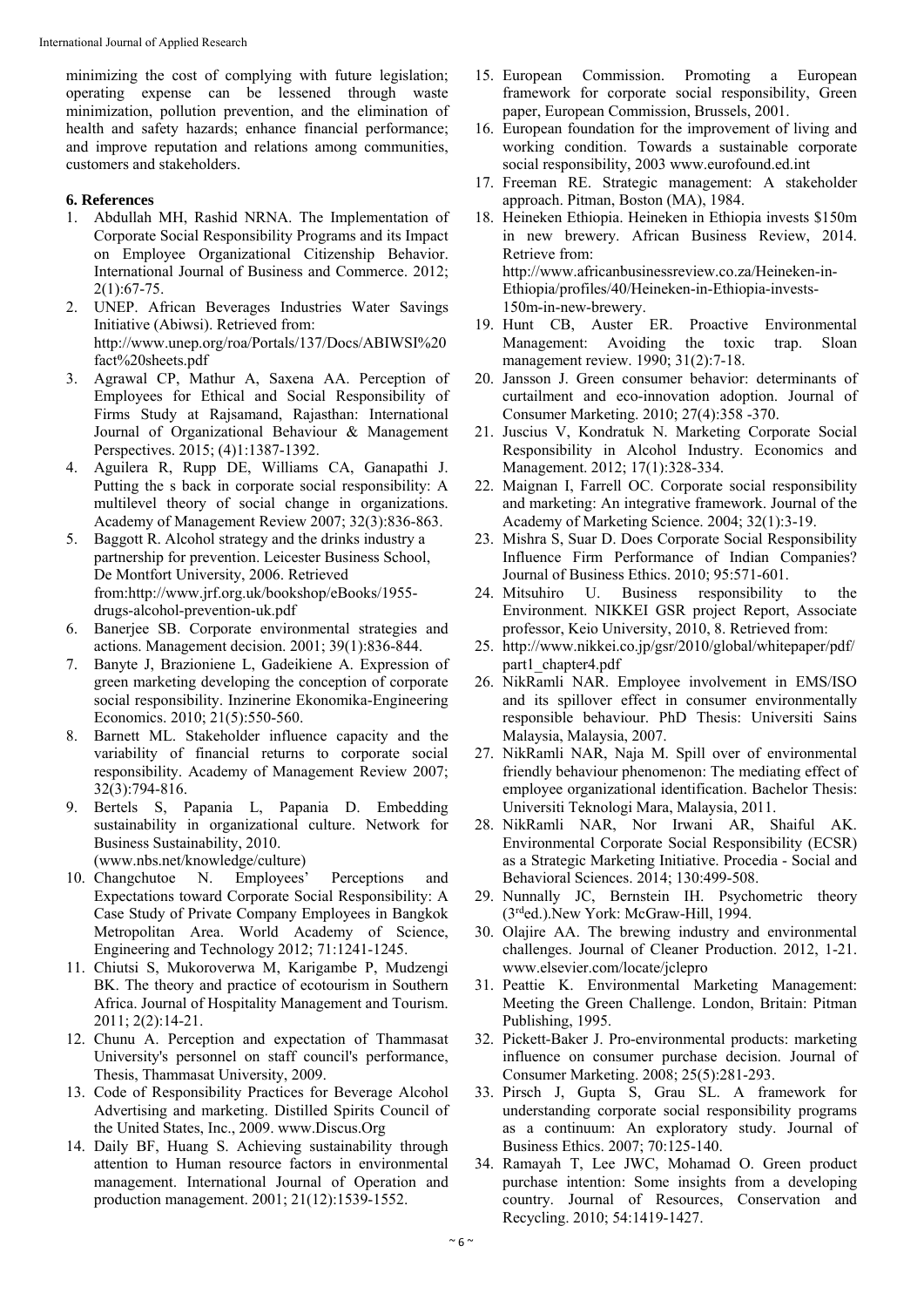minimizing the cost of complying with future legislation; operating expense can be lessened through waste minimization, pollution prevention, and the elimination of health and safety hazards; enhance financial performance; and improve reputation and relations among communities, customers and stakeholders.

## 6. References

1. Abdullah MH, Rashid NRNA. The Implementation of Corporate Social Responsibility Programs and its Impact on Employee Organizational Citizenship Behavior. International Journal of Business and Commerce. 2012; 2(1):67-75.
2. UNEP. African Beverages Industries Water Savings Initiative (Abiwsi). Retrieved from: http://www.unep.org/roa/Portals/137/Docs/ABIWSI%20fact%20sheets.pdf
3. Agrawal CP, Mathur A, Saxena AA. Perception of Employees for Ethical and Social Responsibility of Firms Study at Rajsamand, Rajasthan: International Journal of Organizational Behaviour & Management Perspectives. 2015; (4)1:1387-1392.
4. Aguilera R, Rupp DE, Williams CA, Ganapathi J. Putting the s back in corporate social responsibility: A multilevel theory of social change in organizations. Academy of Management Review 2007; 32(3):836-863.
5. Baggott R. Alcohol strategy and the drinks industry a partnership for prevention. Leicester Business School, De Montfort University, 2006. Retrieved from:http://www.jrf.org.uk/bookshop/eBooks/1955-drugs-alcohol-prevention-uk.pdf
6. Banerjee SB. Corporate environmental strategies and actions. Management decision. 2001; 39(1):836-844.
7. Banyte J, Brazioniene L, Gadeikiene A. Expression of green marketing developing the conception of corporate social responsibility. Inzinerine Ekonomika-Engineering Economics. 2010; 21(5):550-560.
8. Barnett ML. Stakeholder influence capacity and the variability of financial returns to corporate social responsibility. Academy of Management Review 2007; 32(3):794-816.
9. Bertels S, Papania L, Papania D. Embedding sustainability in organizational culture. Network for Business Sustainability, 2010. (www.nbs.net/knowledge/culture)
10. Changchutoe N. Employees' Perceptions and Expectations toward Corporate Social Responsibility: A Case Study of Private Company Employees in Bangkok Metropolitan Area. World Academy of Science, Engineering and Technology 2012; 71:1241-1245.
11. Chiutsi S, Mukoroverwa M, Karigambe P, Mudzengi BK. The theory and practice of ecotourism in Southern Africa. Journal of Hospitality Management and Tourism. 2011; 2(2):14-21.
12. Chunu A. Perception and expectation of Thammasat University's personnel on staff council's performance, Thesis, Thammasat University, 2009.
13. Code of Responsibility Practices for Beverage Alcohol Advertising and marketing. Distilled Spirits Council of the United States, Inc., 2009. www.Discus.Org
14. Daily BF, Huang S. Achieving sustainability through attention to Human resource factors in environmental management. International Journal of Operation and production management. 2001; 21(12):1539-1552.
15. European Commission. Promoting a European framework for corporate social responsibility, Green paper, European Commission, Brussels, 2001.
16. European foundation for the improvement of living and working condition. Towards a sustainable corporate social responsibility, 2003 www.eurofound.ed.int
17. Freeman RE. Strategic management: A stakeholder approach. Pitman, Boston (MA), 1984.
18. Heineken Ethiopia. Heineken in Ethiopia invests $150m in new brewery. African Business Review, 2014. Retrieve from: http://www.africanbusinessreview.co.za/Heineken-in-Ethiopia/profiles/40/Heineken-in-Ethiopia-invests-150m-in-new-brewery.
19. Hunt CB, Auster ER. Proactive Environmental Management: Avoiding the toxic trap. Sloan management review. 1990; 31(2):7-18.
20. Jansson J. Green consumer behavior: determinants of curtailment and eco-innovation adoption. Journal of Consumer Marketing. 2010; 27(4):358 -370.
21. Juscius V, Kondratuk N. Marketing Corporate Social Responsibility in Alcohol Industry. Economics and Management. 2012; 17(1):328-334.
22. Maignan I, Farrell OC. Corporate social responsibility and marketing: An integrative framework. Journal of the Academy of Marketing Science. 2004; 32(1):3-19.
23. Mishra S, Suar D. Does Corporate Social Responsibility Influence Firm Performance of Indian Companies? Journal of Business Ethics. 2010; 95:571-601.
24. Mitsuhiro U. Business responsibility to the Environment. NIKKEI GSR project Report, Associate professor, Keio University, 2010, 8. Retrieved from:
25. http://www.nikkei.co.jp/gsr/2010/global/whitepaper/pdf/part1_chapter4.pdf
26. NikRamli NAR. Employee involvement in EMS/ISO and its spillover effect in consumer environmentally responsible behaviour. PhD Thesis: Universiti Sains Malaysia, Malaysia, 2007.
27. NikRamli NAR, Naja M. Spill over of environmental friendly behaviour phenomenon: The mediating effect of employee organizational identification. Bachelor Thesis: Universiti Teknologi Mara, Malaysia, 2011.
28. NikRamli NAR, Nor Irwani AR, Shaiful AK. Environmental Corporate Social Responsibility (ECSR) as a Strategic Marketing Initiative. Procedia - Social and Behavioral Sciences. 2014; 130:499-508.
29. Nunnally JC, Bernstein IH. Psychometric theory (3rded.).New York: McGraw-Hill, 1994.
30. Olajire AA. The brewing industry and environmental challenges. Journal of Cleaner Production. 2012, 1-21. www.elsevier.com/locate/jclepro
31. Peattie K. Environmental Marketing Management: Meeting the Green Challenge. London, Britain: Pitman Publishing, 1995.
32. Pickett-Baker J. Pro-environmental products: marketing influence on consumer purchase decision. Journal of Consumer Marketing. 2008; 25(5):281-293.
33. Pirsch J, Gupta S, Grau SL. A framework for understanding corporate social responsibility programs as a continuum: An exploratory study. Journal of Business Ethics. 2007; 70:125-140.
34. Ramayah T, Lee JWC, Mohamad O. Green product purchase intention: Some insights from a developing country. Journal of Resources, Conservation and Recycling. 2010; 54:1419-1427.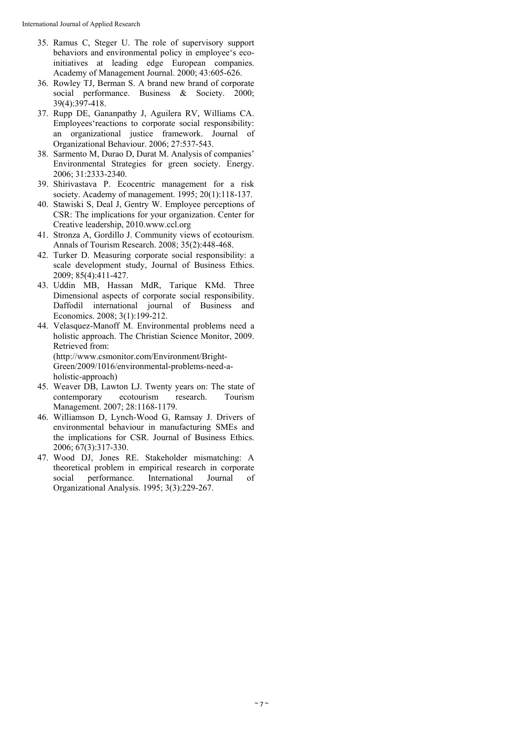35. Ramus C, Steger U. The role of supervisory support behaviors and environmental policy in employee's eco-initiatives at leading edge European companies. Academy of Management Journal. 2000; 43:605-626.
36. Rowley TJ, Berman S. A brand new brand of corporate social performance. Business & Society. 2000; 39(4):397-418.
37. Rupp DE, Gananpathy J, Aguilera RV, Williams CA. Employees'reactions to corporate social responsibility: an organizational justice framework. Journal of Organizational Behaviour. 2006; 27:537-543.
38. Sarmento M, Durao D, Durat M. Analysis of companies' Environmental Strategies for green society. Energy. 2006; 31:2333-2340.
39. Shirivastava P. Ecocentric management for a risk society. Academy of management. 1995; 20(1):118-137.
40. Stawiski S, Deal J, Gentry W. Employee perceptions of CSR: The implications for your organization. Center for Creative leadership, 2010.www.ccl.org
41. Stronza A, Gordillo J. Community views of ecotourism. Annals of Tourism Research. 2008; 35(2):448-468.
42. Turker D. Measuring corporate social responsibility: a scale development study, Journal of Business Ethics. 2009; 85(4):411-427.
43. Uddin MB, Hassan MdR, Tarique KMd. Three Dimensional aspects of corporate social responsibility. Daffodil international journal of Business and Economics. 2008; 3(1):199-212.
44. Velasquez-Manoff M. Environmental problems need a holistic approach. The Christian Science Monitor, 2009. Retrieved from: (http://www.csmonitor.com/Environment/Bright-Green/2009/1016/environmental-problems-need-a-holistic-approach)
45. Weaver DB, Lawton LJ. Twenty years on: The state of contemporary ecotourism research. Tourism Management. 2007; 28:1168-1179.
46. Williamson D, Lynch-Wood G, Ramsay J. Drivers of environmental behaviour in manufacturing SMEs and the implications for CSR. Journal of Business Ethics. 2006; 67(3):317-330.
47. Wood DJ, Jones RE. Stakeholder mismatching: A theoretical problem in empirical research in corporate social performance. International Journal of Organizational Analysis. 1995; 3(3):229-267.